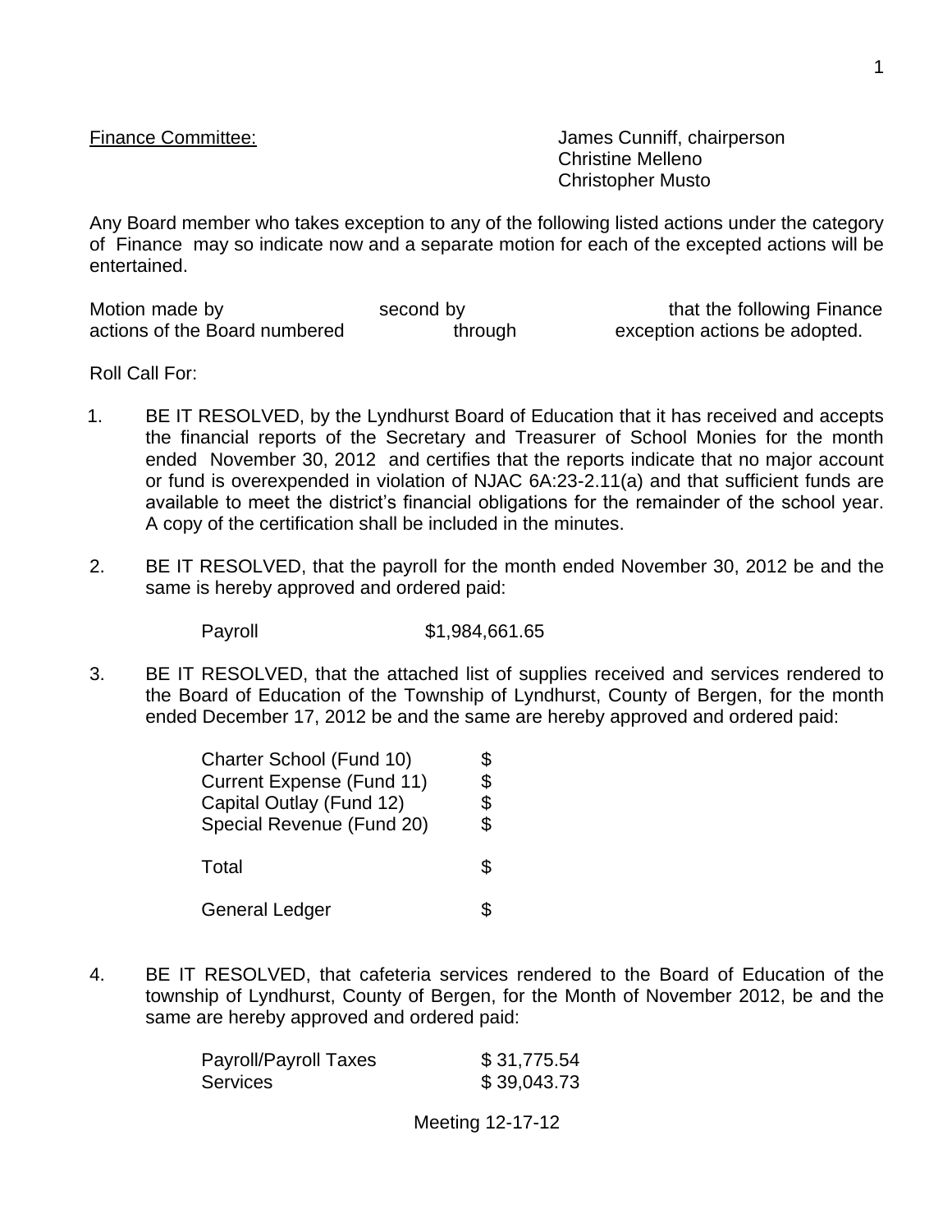Finance Committee: James Cunniff, chairperson
Christine Melleno
Christopher Musto

Any Board member who takes exception to any of the following listed actions under the category of Finance may so indicate now and a separate motion for each of the excepted actions will be entertained.

Motion made by second by that the following Finance actions of the Board numbered through exception actions be adopted.

Roll Call For:

1. BE IT RESOLVED, by the Lyndhurst Board of Education that it has received and accepts the financial reports of the Secretary and Treasurer of School Monies for the month ended November 30, 2012 and certifies that the reports indicate that no major account or fund is overexpended in violation of NJAC 6A:23-2.11(a) and that sufficient funds are available to meet the district's financial obligations for the remainder of the school year. A copy of the certification shall be included in the minutes.

2. BE IT RESOLVED, that the payroll for the month ended November 30, 2012 be and the same is hereby approved and ordered paid:

| | |
|---|---|
| Payroll | $1,984,661.65 |

3. BE IT RESOLVED, that the attached list of supplies received and services rendered to the Board of Education of the Township of Lyndhurst, County of Bergen, for the month ended December 17, 2012 be and the same are hereby approved and ordered paid:

| | |
|---|---|
| Charter School (Fund 10) | $ |
| Current Expense (Fund 11) | $ |
| Capital Outlay (Fund 12) | $ |
| Special Revenue (Fund 20) | $ |
| Total | $ |
| General Ledger | $ |

4. BE IT RESOLVED, that cafeteria services rendered to the Board of Education of the township of Lyndhurst, County of Bergen, for the Month of November 2012, be and the same are hereby approved and ordered paid:

| | |
|---|---|
| Payroll/Payroll Taxes | $ 31,775.54 |
| Services | $ 39,043.73 |

Meeting 12-17-12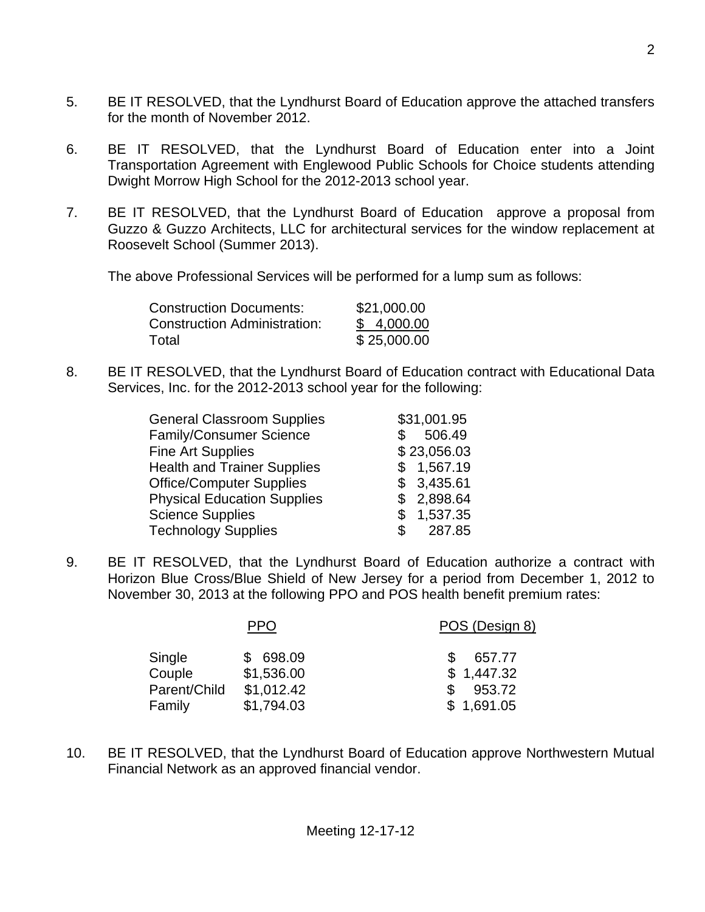5. BE IT RESOLVED, that the Lyndhurst Board of Education approve the attached transfers for the month of November 2012.

6. BE IT RESOLVED, that the Lyndhurst Board of Education enter into a Joint Transportation Agreement with Englewood Public Schools for Choice students attending Dwight Morrow High School for the 2012-2013 school year.

7. BE IT RESOLVED, that the Lyndhurst Board of Education approve a proposal from Guzzo & Guzzo Architects, LLC for architectural services for the window replacement at Roosevelt School (Summer 2013).

   The above Professional Services will be performed for a lump sum as follows:

   | | |
   |---|---|
   | Construction Documents: | $21,000.00 |
   | Construction Administration: | $ 4,000.00 |
   | Total | $ 25,000.00 |

8. BE IT RESOLVED, that the Lyndhurst Board of Education contract with Educational Data Services, Inc. for the 2012-2013 school year for the following:

   | | |
   |---|---|
   | General Classroom Supplies | $31,001.95 |
   | Family/Consumer Science | $ 506.49 |
   | Fine Art Supplies | $ 23,056.03 |
   | Health and Trainer Supplies | $ 1,567.19 |
   | Office/Computer Supplies | $ 3,435.61 |
   | Physical Education Supplies | $ 2,898.64 |
   | Science Supplies | $ 1,537.35 |
   | Technology Supplies | $ 287.85 |

9. BE IT RESOLVED, that the Lyndhurst Board of Education authorize a contract with Horizon Blue Cross/Blue Shield of New Jersey for a period from December 1, 2012 to November 30, 2013 at the following PPO and POS health benefit premium rates:

   | | PPO | POS (Design 8) |
   |---|---|---|
   | Single | $ 698.09 | $ 657.77 |
   | Couple | $1,536.00 | $ 1,447.32 |
   | Parent/Child | $1,012.42 | $ 953.72 |
   | Family | $1,794.03 | $ 1,691.05 |

10. BE IT RESOLVED, that the Lyndhurst Board of Education approve Northwestern Mutual Financial Network as an approved financial vendor.

Meeting 12-17-12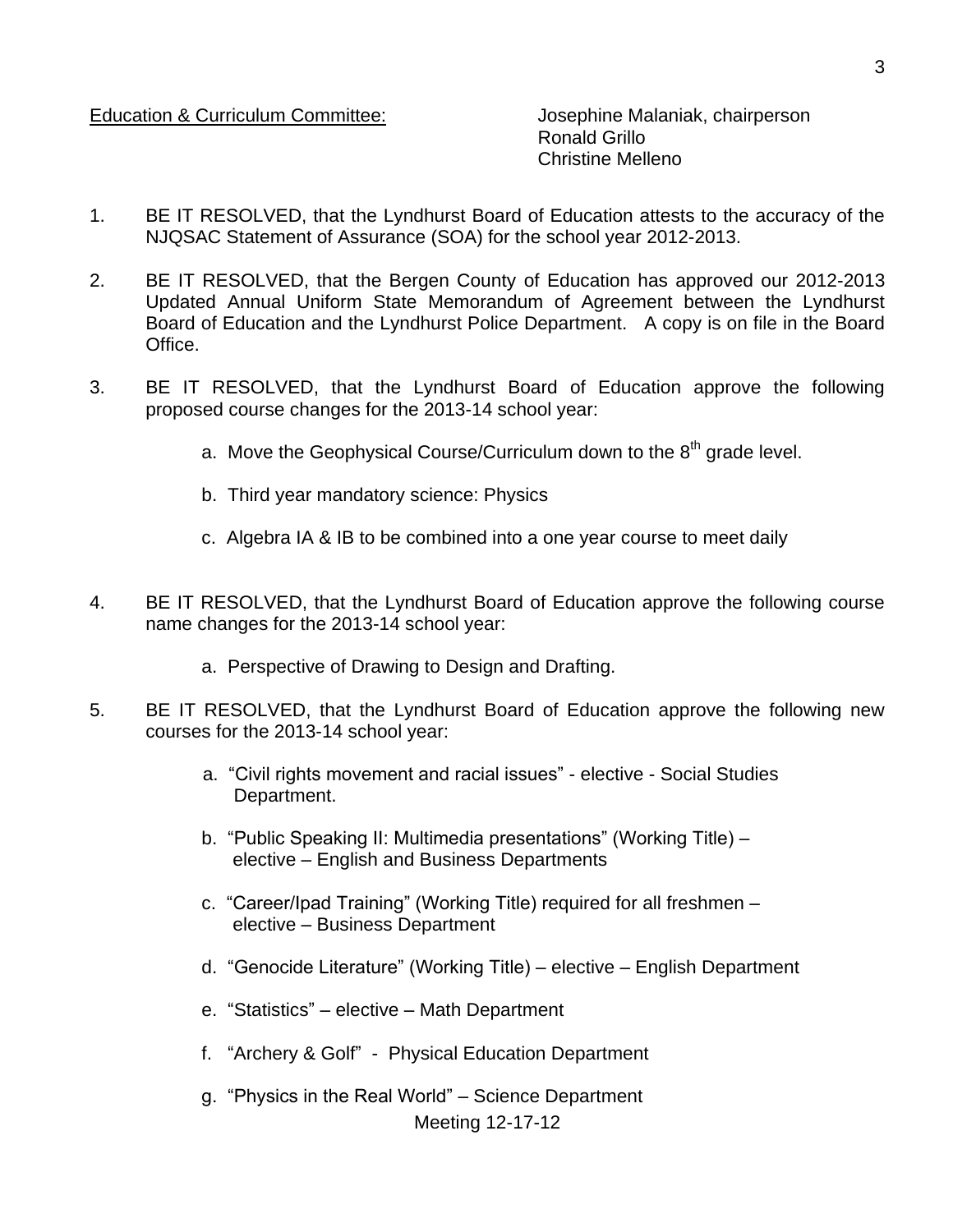Education & Curriculum Committee: Josephine Malaniak, chairperson
Ronald Grillo
Christine Melleno

1. BE IT RESOLVED, that the Lyndhurst Board of Education attests to the accuracy of the NJQSAC Statement of Assurance (SOA) for the school year 2012-2013.

2. BE IT RESOLVED, that the Bergen County of Education has approved our 2012-2013 Updated Annual Uniform State Memorandum of Agreement between the Lyndhurst Board of Education and the Lyndhurst Police Department. A copy is on file in the Board Office.

3. BE IT RESOLVED, that the Lyndhurst Board of Education approve the following proposed course changes for the 2013-14 school year:

   a. Move the Geophysical Course/Curriculum down to the 8th grade level.

   b. Third year mandatory science: Physics

   c. Algebra IA & IB to be combined into a one year course to meet daily

4. BE IT RESOLVED, that the Lyndhurst Board of Education approve the following course name changes for the 2013-14 school year:

   a. Perspective of Drawing to Design and Drafting.

5. BE IT RESOLVED, that the Lyndhurst Board of Education approve the following new courses for the 2013-14 school year:

   a. "Civil rights movement and racial issues" - elective - Social Studies Department.

   b. "Public Speaking II: Multimedia presentations" (Working Title) – elective – English and Business Departments

   c. "Career/Ipad Training" (Working Title) required for all freshmen – elective – Business Department

   d. "Genocide Literature" (Working Title) – elective – English Department

   e. "Statistics" – elective – Math Department

   f. "Archery & Golf" - Physical Education Department

   g. "Physics in the Real World" – Science Department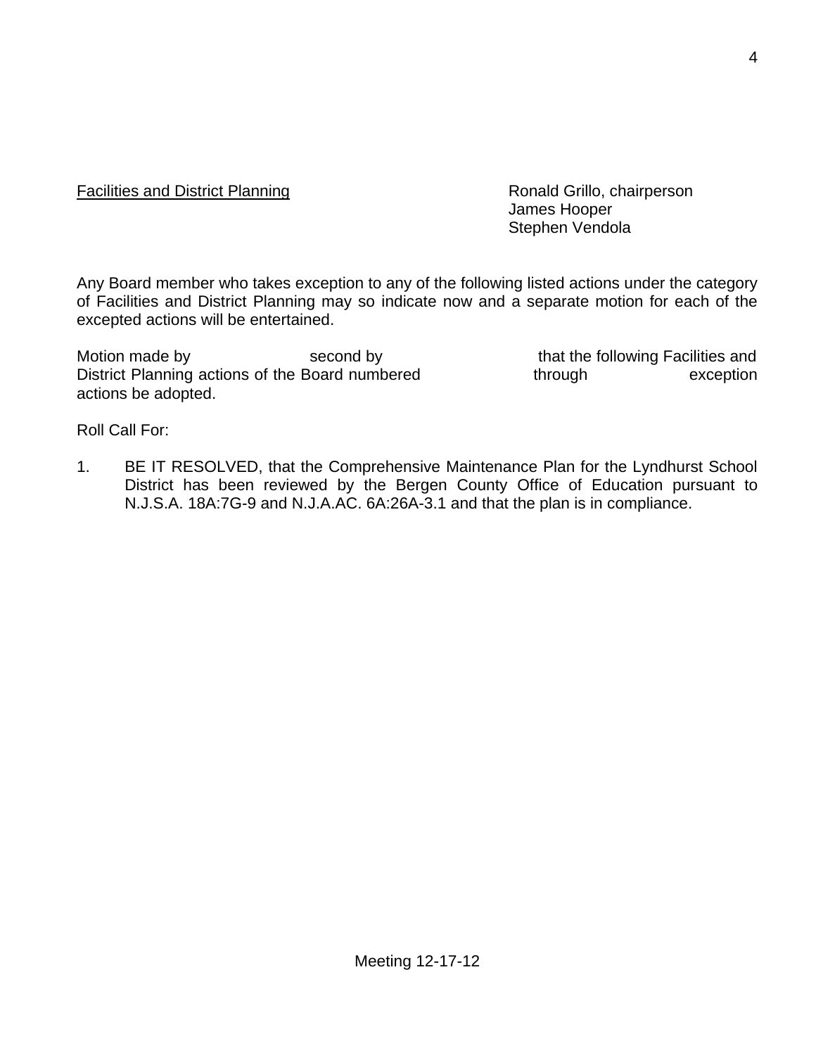<u>Facilities and District Planning</u>

Ronald Grillo, chairperson
James Hooper
Stephen Vendola

Any Board member who takes exception to any of the following listed actions under the category of Facilities and District Planning may so indicate now and a separate motion for each of the excepted actions will be entertained.

Motion made by                    second by                    that the following Facilities and District Planning actions of the Board numbered                    through                    exception actions be adopted.

Roll Call For:

1. BE IT RESOLVED, that the Comprehensive Maintenance Plan for the Lyndhurst School District has been reviewed by the Bergen County Office of Education pursuant to N.J.S.A. 18A:7G-9 and N.J.A.AC. 6A:26A-3.1 and that the plan is in compliance.

Meeting 12-17-12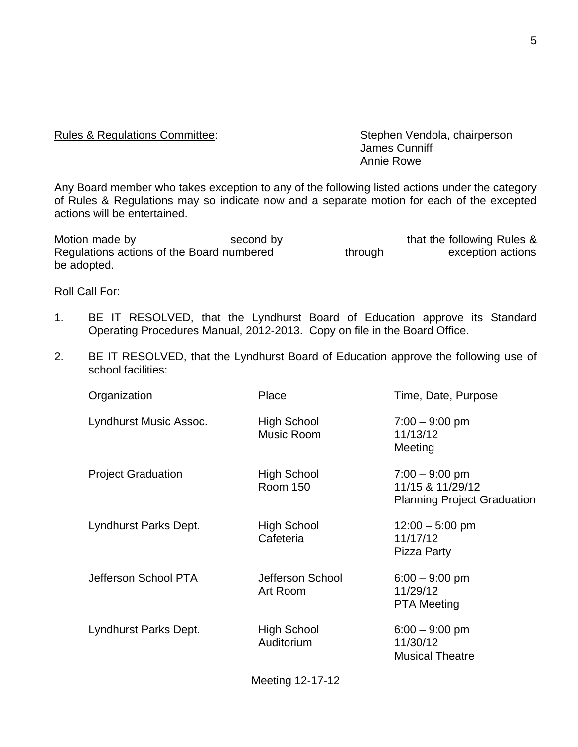Rules & Regulations Committee: Stephen Vendola, chairperson
James Cunniff
Annie Rowe

Any Board member who takes exception to any of the following listed actions under the category of Rules & Regulations may so indicate now and a separate motion for each of the excepted actions will be entertained.

Motion made by second by that the following Rules & Regulations actions of the Board numbered through exception actions be adopted.

Roll Call For:

1. BE IT RESOLVED, that the Lyndhurst Board of Education approve its Standard Operating Procedures Manual, 2012-2013. Copy on file in the Board Office.

2. BE IT RESOLVED, that the Lyndhurst Board of Education approve the following use of school facilities:

| Organization | Place | Time, Date, Purpose |
|---|---|---|
| Lyndhurst Music Assoc. | High School Music Room | 7:00 – 9:00 pm 11/13/12 Meeting |
| Project Graduation | High School Room 150 | 7:00 – 9:00 pm 11/15 & 11/29/12 Planning Project Graduation |
| Lyndhurst Parks Dept. | High School Cafeteria | 12:00 – 5:00 pm 11/17/12 Pizza Party |
| Jefferson School PTA | Jefferson School Art Room | 6:00 – 9:00 pm 11/29/12 PTA Meeting |
| Lyndhurst Parks Dept. | High School Auditorium | 6:00 – 9:00 pm 11/30/12 Musical Theatre |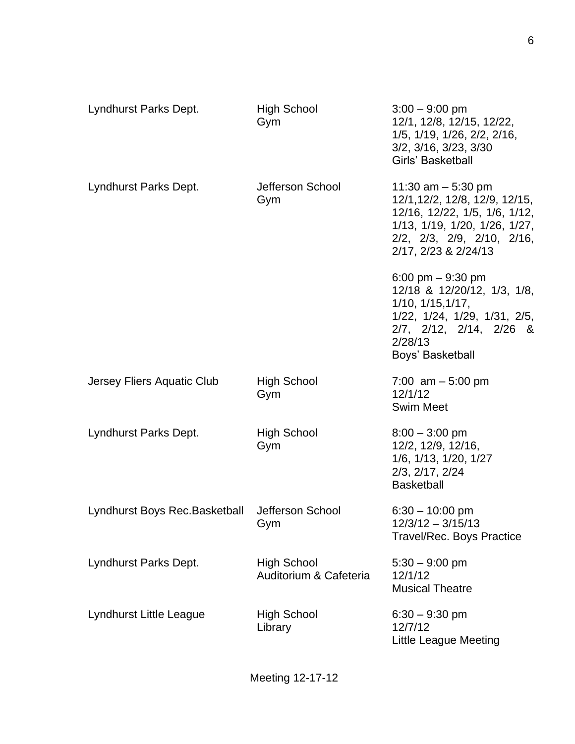| | | |
|---|---|---|
| Lyndhurst Parks Dept. | High School Gym | 3:00 – 9:00 pm<br>12/1, 12/8, 12/15, 12/22, 1/5, 1/19, 1/26, 2/2, 2/16, 3/2, 3/16, 3/23, 3/30<br>Girls' Basketball |
| Lyndhurst Parks Dept. | Jefferson School Gym | 11:30 am – 5:30 pm<br>12/1,12/2, 12/8, 12/9, 12/15, 12/16, 12/22, 1/5, 1/6, 1/12, 1/13, 1/19, 1/20, 1/26, 1/27, 2/2, 2/3, 2/9, 2/10, 2/16, 2/17, 2/23 & 2/24/13<br><br>6:00 pm – 9:30 pm<br>12/18 & 12/20/12, 1/3, 1/8, 1/10, 1/15,1/17, 1/22, 1/24, 1/29, 1/31, 2/5, 2/7, 2/12, 2/14, 2/26 & 2/28/13<br>Boys' Basketball |
| Jersey Fliers Aquatic Club | High School Gym | 7:00 am – 5:00 pm<br>12/1/12<br>Swim Meet |
| Lyndhurst Parks Dept. | High School Gym | 8:00 – 3:00 pm<br>12/2, 12/9, 12/16, 1/6, 1/13, 1/20, 1/27 2/3, 2/17, 2/24<br>Basketball |
| Lyndhurst Boys Rec.Basketball | Jefferson School Gym | 6:30 – 10:00 pm<br>12/3/12 – 3/15/13<br>Travel/Rec. Boys Practice |
| Lyndhurst Parks Dept. | High School Auditorium & Cafeteria | 5:30 – 9:00 pm<br>12/1/12<br>Musical Theatre |
| Lyndhurst Little League | High School Library | 6:30 – 9:30 pm<br>12/7/12<br>Little League Meeting |

Meeting 12-17-12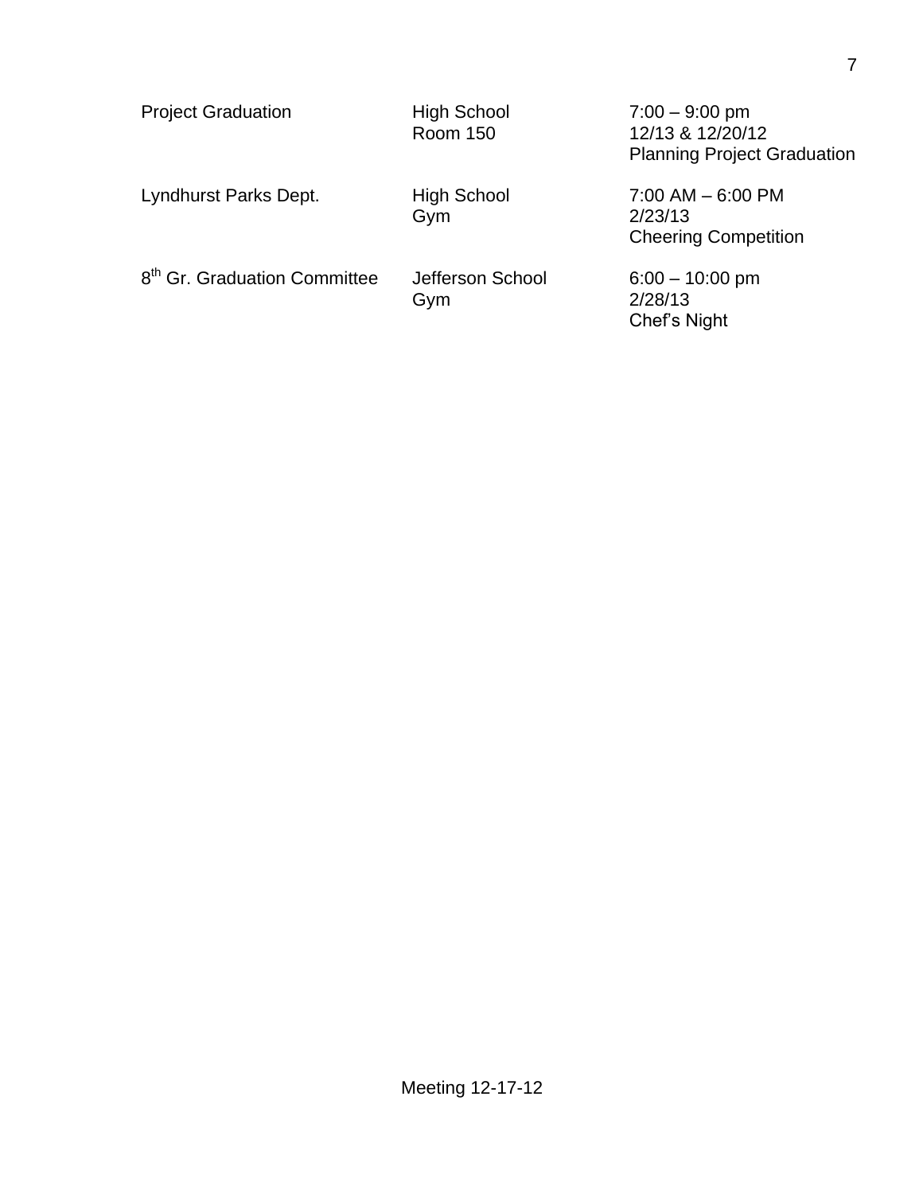| | | |
|---|---|---|
| Project Graduation | High School<br>Room 150 | 7:00 – 9:00 pm<br>12/13 & 12/20/12<br>Planning Project Graduation |
| Lyndhurst Parks Dept. | High School<br>Gym | 7:00 AM – 6:00 PM<br>2/23/13<br>Cheering Competition |
| 8th Gr. Graduation Committee | Jefferson School<br>Gym | 6:00 – 10:00 pm<br>2/28/13<br>Chef's Night |

Meeting 12-17-12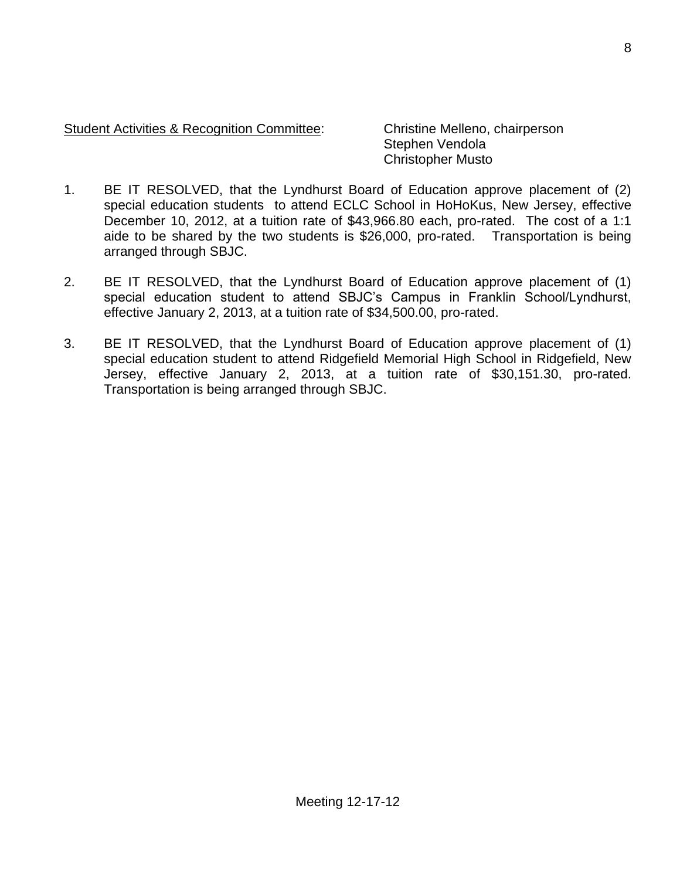Student Activities & Recognition Committee: Christine Melleno, chairperson
Stephen Vendola
Christopher Musto

1. BE IT RESOLVED, that the Lyndhurst Board of Education approve placement of (2) special education students to attend ECLC School in HoHoKus, New Jersey, effective December 10, 2012, at a tuition rate of $43,966.80 each, pro-rated. The cost of a 1:1 aide to be shared by the two students is $26,000, pro-rated. Transportation is being arranged through SBJC.

2. BE IT RESOLVED, that the Lyndhurst Board of Education approve placement of (1) special education student to attend SBJC's Campus in Franklin School/Lyndhurst, effective January 2, 2013, at a tuition rate of $34,500.00, pro-rated.

3. BE IT RESOLVED, that the Lyndhurst Board of Education approve placement of (1) special education student to attend Ridgefield Memorial High School in Ridgefield, New Jersey, effective January 2, 2013, at a tuition rate of $30,151.30, pro-rated. Transportation is being arranged through SBJC.